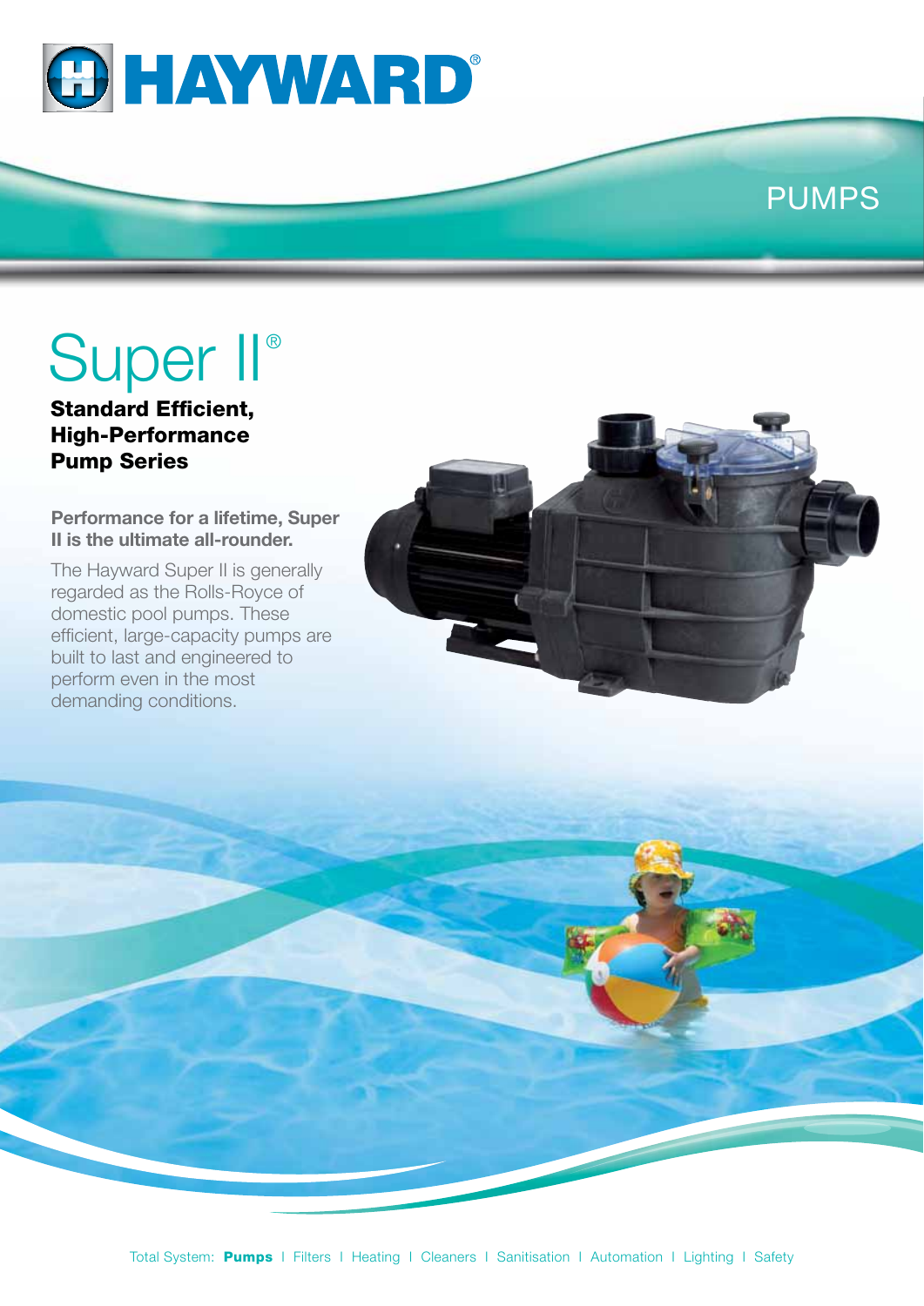# HAYWARD®

PUMPS

# Super II®

**Standard Efficient, High-Performance Pump Series**

**Performance for a lifetime, Super II is the ultimate all-rounder.**

The Hayward Super II is generally regarded as the Rolls-Royce of domestic pool pumps. These efficient, large-capacity pumps are built to last and engineered to perform even in the most demanding conditions.

Total System: **Pumps** I Filters I Heating I Cleaners I Sanitisation I Automation I Lighting I Safety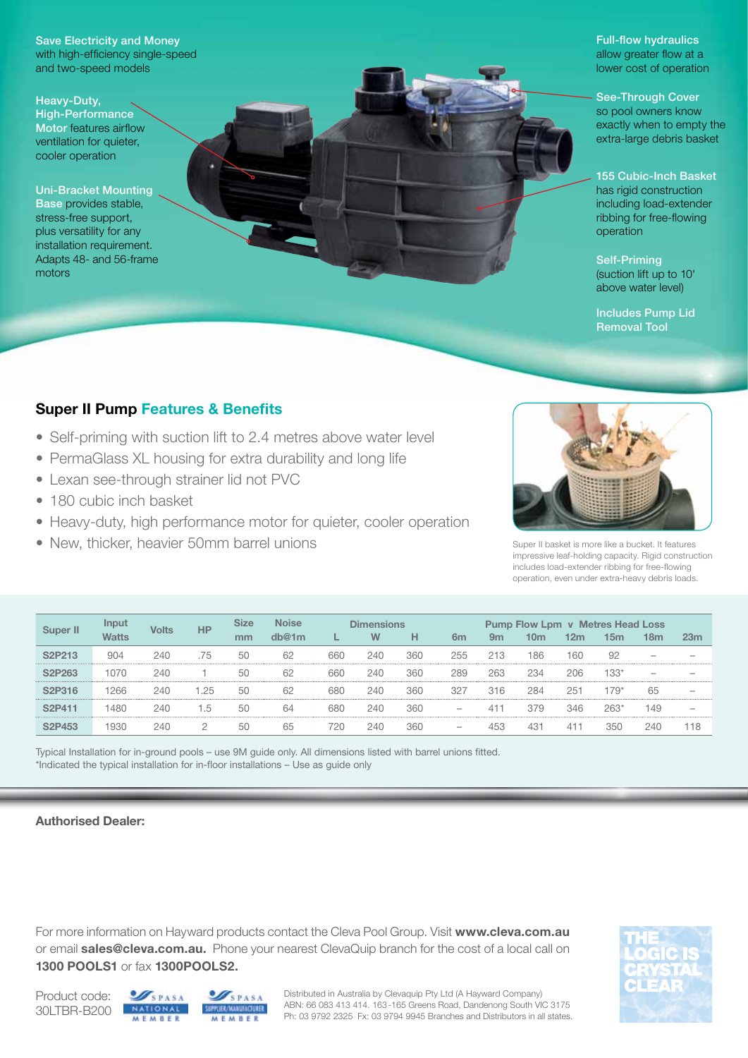Save Electricity and Money with high-efficiency single-speed and two-speed models

Heavy-Duty, High-Performance Motor features airflow ventilation for quieter, cooler operation

Uni-Bracket Mounting Base provides stable, stress-free support, plus versatility for any installation requirement. Adapts 48- and 56-frame motors

Full-flow hydraulics allow greater flow at a lower cost of operation

See-Through Cover so pool owners know exactly when to empty the extra-large debris basket

155 Cubic-Inch Basket has rigid construction including load-extender ribbing for free-flowing operation

Self-Priming (suction lift up to 10' above water level)

Includes Pump Lid Removal Tool

## Super II Pump Features & Benefits

- Self-priming with suction lift to 2.4 metres above water level
- PermaGlass XL housing for extra durability and long life
- Lexan see-through strainer lid not PVC
- 180 cubic inch basket
- Heavy-duty, high performance motor for quieter, cooler operation
- New, thicker, heavier 50mm barrel unions

Super II basket is more like a bucket. It features impressive leaf-holding capacity. Rigid construction includes load-extender ribbing for free-flowing operation, even under extra-heavy debris loads.

| Super II | Input Watts | Volts | HP | Size mm | Noise db@1m | Dimensions L | W | H | Pump Flow Lpm v Metres Head Loss 6m | 9m | 10m | 12m | 15m | 18m | 23m |
|---|---|---|---|---|---|---|---|---|---|---|---|---|---|---|---|
| S2P213 | 904 | 240 | .75 | 50 | 62 | 660 | 240 | 360 | 255 | 213 | 186 | 160 | 92 | – | – |
| S2P263 | 1070 | 240 | 1 | 50 | 62 | 660 | 240 | 360 | 289 | 263 | 234 | 206 | 133* | – | – |
| S2P316 | 1266 | 240 | 1.25 | 50 | 62 | 680 | 240 | 360 | 327 | 316 | 284 | 251 | 179* | 65 | – |
| S2P411 | 1480 | 240 | 1.5 | 50 | 64 | 680 | 240 | 360 | – | 411 | 379 | 346 | 263* | 149 | – |
| S2P453 | 1930 | 240 | 2 | 50 | 65 | 720 | 240 | 360 | – | 453 | 431 | 411 | 350 | 240 | 118 |

Typical Installation for in-ground pools – use 9M guide only. All dimensions listed with barrel unions fitted.
*Indicated the typical installation for in-floor installations – Use as guide only

**Authorised Dealer:**

For more information on Hayward products contact the Cleva Pool Group. Visit **www.cleva.com.au** or email **sales@cleva.com.au.** Phone your nearest ClevaQuip branch for the cost of a local call on **1300 POOLS1** or fax **1300POOLS2.**

Product code: 30LTBR-B200

SPASA NATIONAL MEMBER

SPASA SUPPLIER/MANUFACTURER MEMBER

Distributed in Australia by Clevaquip Pty Ltd (A Hayward Company)
ABN: 66 083 413 414. 163-165 Greens Road, Dandenong South VIC 3175
Ph: 03 9792 2325 Fx: 03 9794 9945 Branches and Distributors in all states.

THE LOGIC IS CRYSTAL CLEAR